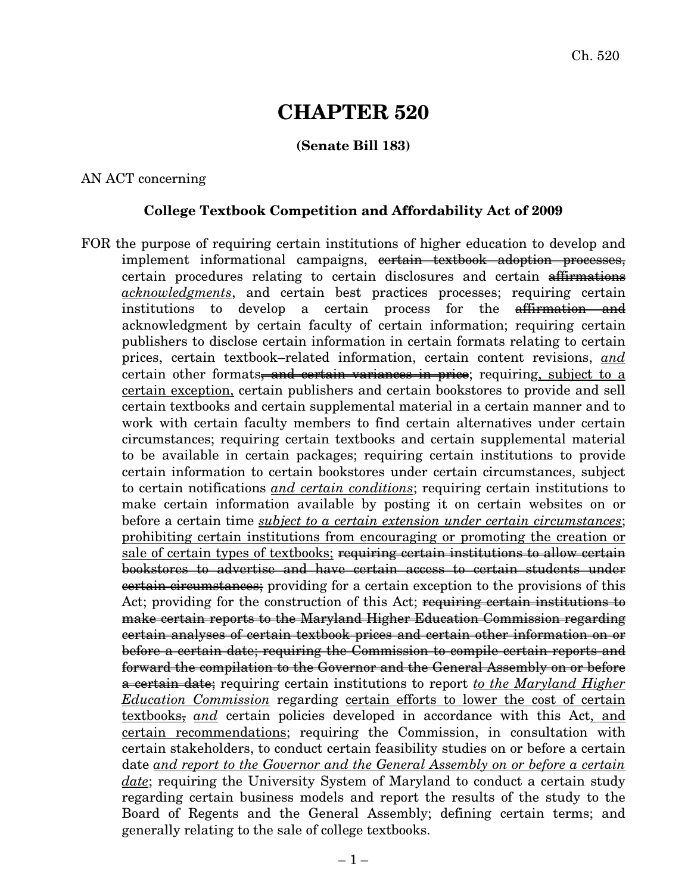# CHAPTER 520

**(Senate Bill 183)**

AN ACT concerning

**College Textbook Competition and Affordability Act of 2009**

FOR the purpose of requiring certain institutions of higher education to develop and implement informational campaigns, ~~certain textbook adoption processes,~~ certain procedures relating to certain disclosures and certain ~~affirmations~~ *<u>acknowledgments</u>*, and certain best practices processes; requiring certain institutions to develop a certain process for the ~~affirmation and~~ acknowledgment by certain faculty of certain information; requiring certain publishers to disclose certain information in certain formats relating to certain prices, certain textbook–related information, certain content revisions, *<u>and</u>* certain other formats~~, and certain variances in price~~; requiring<u>, subject to a certain exception,</u> certain publishers and certain bookstores to provide and sell certain textbooks and certain supplemental material in a certain manner and to work with certain faculty members to find certain alternatives under certain circumstances; requiring certain textbooks and certain supplemental material to be available in certain packages; requiring certain institutions to provide certain information to certain bookstores under certain circumstances, subject to certain notifications *<u>and certain conditions</u>*; requiring certain institutions to make certain information available by posting it on certain websites on or before a certain time *<u>subject to a certain extension under certain circumstances</u>*; <u>prohibiting certain institutions from encouraging or promoting the creation or sale of certain types of textbooks;</u> ~~requiring certain institutions to allow certain bookstores to advertise and have certain access to certain students under certain circumstances;~~ providing for a certain exception to the provisions of this Act; providing for the construction of this Act; ~~requiring certain institutions to make certain reports to the Maryland Higher Education Commission regarding certain analyses of certain textbook prices and certain other information on or before a certain date; requiring the Commission to compile certain reports and forward the compilation to the Governor and the General Assembly on or before a certain date;~~ requiring certain institutions to report *<u>to the Maryland Higher Education Commission</u>* regarding <u>certain efforts to lower the cost of certain textbooks</u>~~,~~ *<u>and</u>* certain policies developed in accordance with this Act<u>, and certain recommendations</u>; requiring the Commission, in consultation with certain stakeholders, to conduct certain feasibility studies on or before a certain date *<u>and report to the Governor and the General Assembly on or before a certain date</u>*; requiring the University System of Maryland to conduct a certain study regarding certain business models and report the results of the study to the Board of Regents and the General Assembly; defining certain terms; and generally relating to the sale of college textbooks.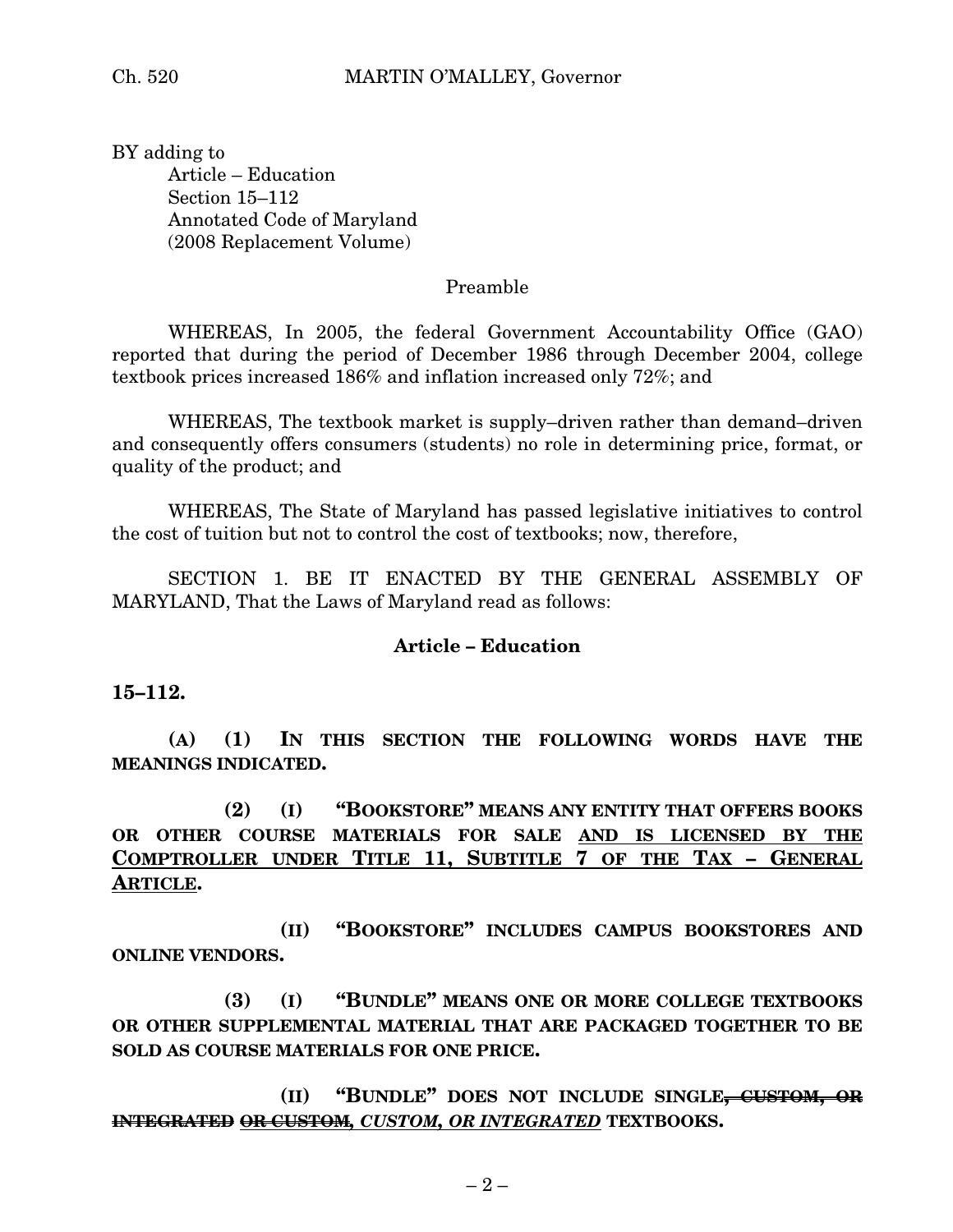BY adding to
Article – Education
Section 15–112
Annotated Code of Maryland
(2008 Replacement Volume)

Preamble

WHEREAS, In 2005, the federal Government Accountability Office (GAO) reported that during the period of December 1986 through December 2004, college textbook prices increased 186% and inflation increased only 72%; and

WHEREAS, The textbook market is supply–driven rather than demand–driven and consequently offers consumers (students) no role in determining price, format, or quality of the product; and

WHEREAS, The State of Maryland has passed legislative initiatives to control the cost of tuition but not to control the cost of textbooks; now, therefore,

SECTION 1. BE IT ENACTED BY THE GENERAL ASSEMBLY OF MARYLAND, That the Laws of Maryland read as follows:

**Article – Education**

**15–112.**

**(A) (1) IN THIS SECTION THE FOLLOWING WORDS HAVE THE MEANINGS INDICATED.**

**(2) (I) "BOOKSTORE" MEANS ANY ENTITY THAT OFFERS BOOKS OR OTHER COURSE MATERIALS FOR SALE AND IS LICENSED BY THE COMPTROLLER UNDER TITLE 11, SUBTITLE 7 OF THE TAX – GENERAL ARTICLE.**

**(II) "BOOKSTORE" INCLUDES CAMPUS BOOKSTORES AND ONLINE VENDORS.**

**(3) (I) "BUNDLE" MEANS ONE OR MORE COLLEGE TEXTBOOKS OR OTHER SUPPLEMENTAL MATERIAL THAT ARE PACKAGED TOGETHER TO BE SOLD AS COURSE MATERIALS FOR ONE PRICE.**

**(II) "BUNDLE" DOES NOT INCLUDE SINGLE~~, CUSTOM, OR INTEGRATED~~ ~~OR CUSTOM~~*, CUSTOM, OR INTEGRATED* TEXTBOOKS.**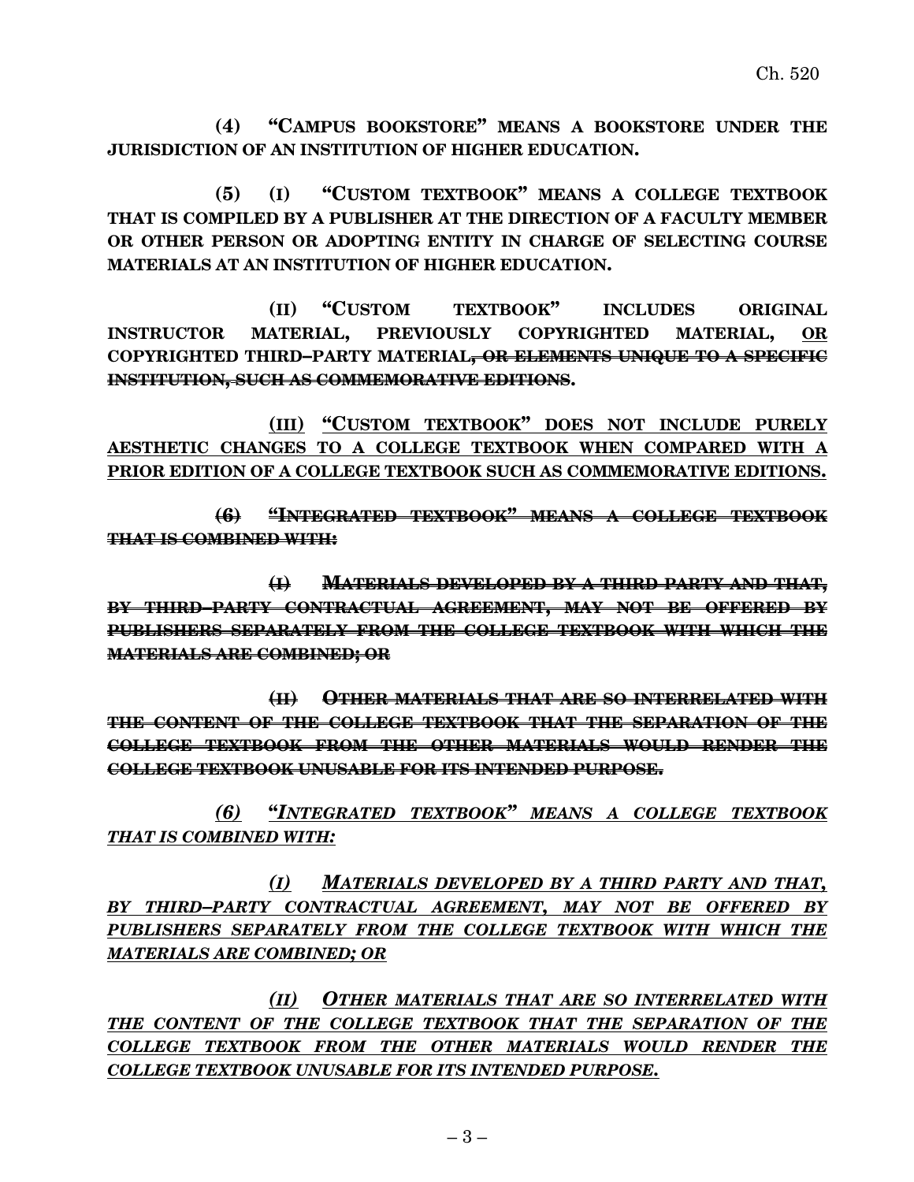**(4) "CAMPUS BOOKSTORE" MEANS A BOOKSTORE UNDER THE JURISDICTION OF AN INSTITUTION OF HIGHER EDUCATION.**

**(5) (I) "CUSTOM TEXTBOOK" MEANS A COLLEGE TEXTBOOK THAT IS COMPILED BY A PUBLISHER AT THE DIRECTION OF A FACULTY MEMBER OR OTHER PERSON OR ADOPTING ENTITY IN CHARGE OF SELECTING COURSE MATERIALS AT AN INSTITUTION OF HIGHER EDUCATION.**

**(II) "CUSTOM TEXTBOOK" INCLUDES ORIGINAL INSTRUCTOR MATERIAL, PREVIOUSLY COPYRIGHTED MATERIAL, <u>OR</u> COPYRIGHTED THIRD–PARTY MATERIAL~~, OR ELEMENTS UNIQUE TO A SPECIFIC INSTITUTION, SUCH AS COMMEMORATIVE EDITIONS~~.**

<u>**(III) "CUSTOM TEXTBOOK" DOES NOT INCLUDE PURELY AESTHETIC CHANGES TO A COLLEGE TEXTBOOK WHEN COMPARED WITH A PRIOR EDITION OF A COLLEGE TEXTBOOK SUCH AS COMMEMORATIVE EDITIONS.**</u>

~~**(6) "INTEGRATED TEXTBOOK" MEANS A COLLEGE TEXTBOOK THAT IS COMBINED WITH:**~~

~~**(I) MATERIALS DEVELOPED BY A THIRD PARTY AND THAT, BY THIRD–PARTY CONTRACTUAL AGREEMENT, MAY NOT BE OFFERED BY PUBLISHERS SEPARATELY FROM THE COLLEGE TEXTBOOK WITH WHICH THE MATERIALS ARE COMBINED; OR**~~

~~**(II) OTHER MATERIALS THAT ARE SO INTERRELATED WITH THE CONTENT OF THE COLLEGE TEXTBOOK THAT THE SEPARATION OF THE COLLEGE TEXTBOOK FROM THE OTHER MATERIALS WOULD RENDER THE COLLEGE TEXTBOOK UNUSABLE FOR ITS INTENDED PURPOSE.**~~

<u>***(6) "INTEGRATED TEXTBOOK" MEANS A COLLEGE TEXTBOOK THAT IS COMBINED WITH:***</u>

<u>***(I) MATERIALS DEVELOPED BY A THIRD PARTY AND THAT, BY THIRD–PARTY CONTRACTUAL AGREEMENT, MAY NOT BE OFFERED BY PUBLISHERS SEPARATELY FROM THE COLLEGE TEXTBOOK WITH WHICH THE MATERIALS ARE COMBINED; OR***</u>

<u>***(II) OTHER MATERIALS THAT ARE SO INTERRELATED WITH THE CONTENT OF THE COLLEGE TEXTBOOK THAT THE SEPARATION OF THE COLLEGE TEXTBOOK FROM THE OTHER MATERIALS WOULD RENDER THE COLLEGE TEXTBOOK UNUSABLE FOR ITS INTENDED PURPOSE.***</u>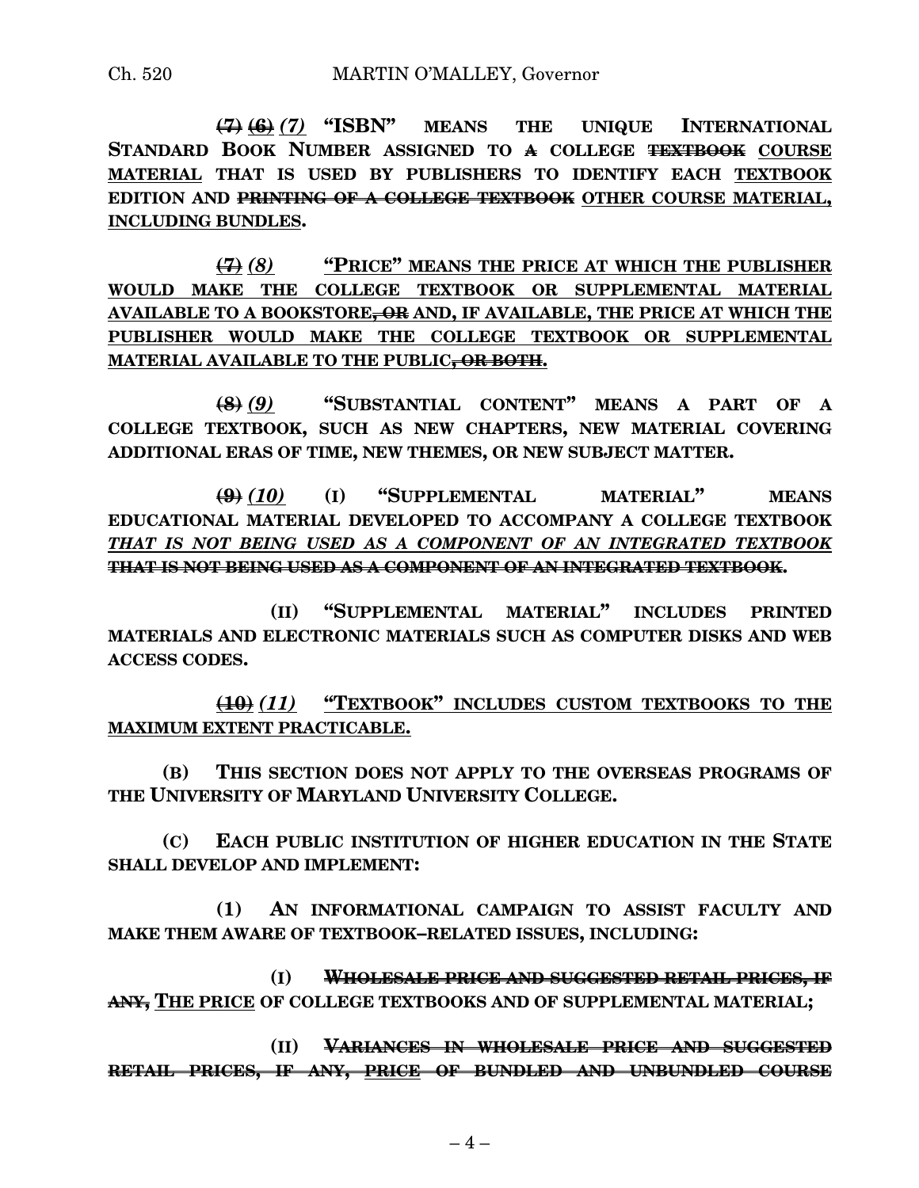~~(7)~~ ~~(6)~~ *(7)* **"ISBN" MEANS THE UNIQUE INTERNATIONAL STANDARD BOOK NUMBER ASSIGNED TO ~~A~~ COLLEGE ~~TEXTBOOK~~ <u>COURSE MATERIAL</u> THAT IS USED BY PUBLISHERS TO IDENTIFY EACH <u>TEXTBOOK</u> EDITION AND ~~PRINTING OF A COLLEGE TEXTBOOK~~ <u>OTHER COURSE MATERIAL, INCLUDING BUNDLES</u>.**

<u>~~(7)~~</u> *(8)* **<u>"PRICE" MEANS THE PRICE AT WHICH THE PUBLISHER WOULD MAKE THE COLLEGE TEXTBOOK OR SUPPLEMENTAL MATERIAL AVAILABLE TO A BOOKSTORE~~, OR~~ AND, IF AVAILABLE, THE PRICE AT WHICH THE PUBLISHER WOULD MAKE THE COLLEGE TEXTBOOK OR SUPPLEMENTAL MATERIAL AVAILABLE TO THE PUBLIC~~, OR BOTH~~</u>.**

~~(8)~~ *(9)* **"SUBSTANTIAL CONTENT" MEANS A PART OF A COLLEGE TEXTBOOK, SUCH AS NEW CHAPTERS, NEW MATERIAL COVERING ADDITIONAL ERAS OF TIME, NEW THEMES, OR NEW SUBJECT MATTER.**

~~(9)~~ *(10)* **(I) "SUPPLEMENTAL MATERIAL" MEANS EDUCATIONAL MATERIAL DEVELOPED TO ACCOMPANY A COLLEGE TEXTBOOK** ***<u>THAT IS NOT BEING USED AS A COMPONENT OF AN INTEGRATED TEXTBOOK</u>*** **~~THAT IS NOT BEING USED AS A COMPONENT OF AN INTEGRATED TEXTBOOK~~.**

**(II) "SUPPLEMENTAL MATERIAL" INCLUDES PRINTED MATERIALS AND ELECTRONIC MATERIALS SUCH AS COMPUTER DISKS AND WEB ACCESS CODES.**

<u>~~(10)~~</u> *(11)* **<u>"TEXTBOOK" INCLUDES CUSTOM TEXTBOOKS TO THE MAXIMUM EXTENT PRACTICABLE.</u>**

**(B) THIS SECTION DOES NOT APPLY TO THE OVERSEAS PROGRAMS OF THE UNIVERSITY OF MARYLAND UNIVERSITY COLLEGE.**

**(C) EACH PUBLIC INSTITUTION OF HIGHER EDUCATION IN THE STATE SHALL DEVELOP AND IMPLEMENT:**

**(1) AN INFORMATIONAL CAMPAIGN TO ASSIST FACULTY AND MAKE THEM AWARE OF TEXTBOOK–RELATED ISSUES, INCLUDING:**

**(I) ~~WHOLESALE PRICE AND SUGGESTED RETAIL PRICES, IF ANY,~~ <u>THE PRICE</u> OF COLLEGE TEXTBOOKS AND OF SUPPLEMENTAL MATERIAL;**

**(II) ~~VARIANCES IN WHOLESALE PRICE AND SUGGESTED RETAIL PRICES, IF ANY,~~ ~~<u>PRICE</u>~~ ~~OF BUNDLED AND UNBUNDLED COURSE~~**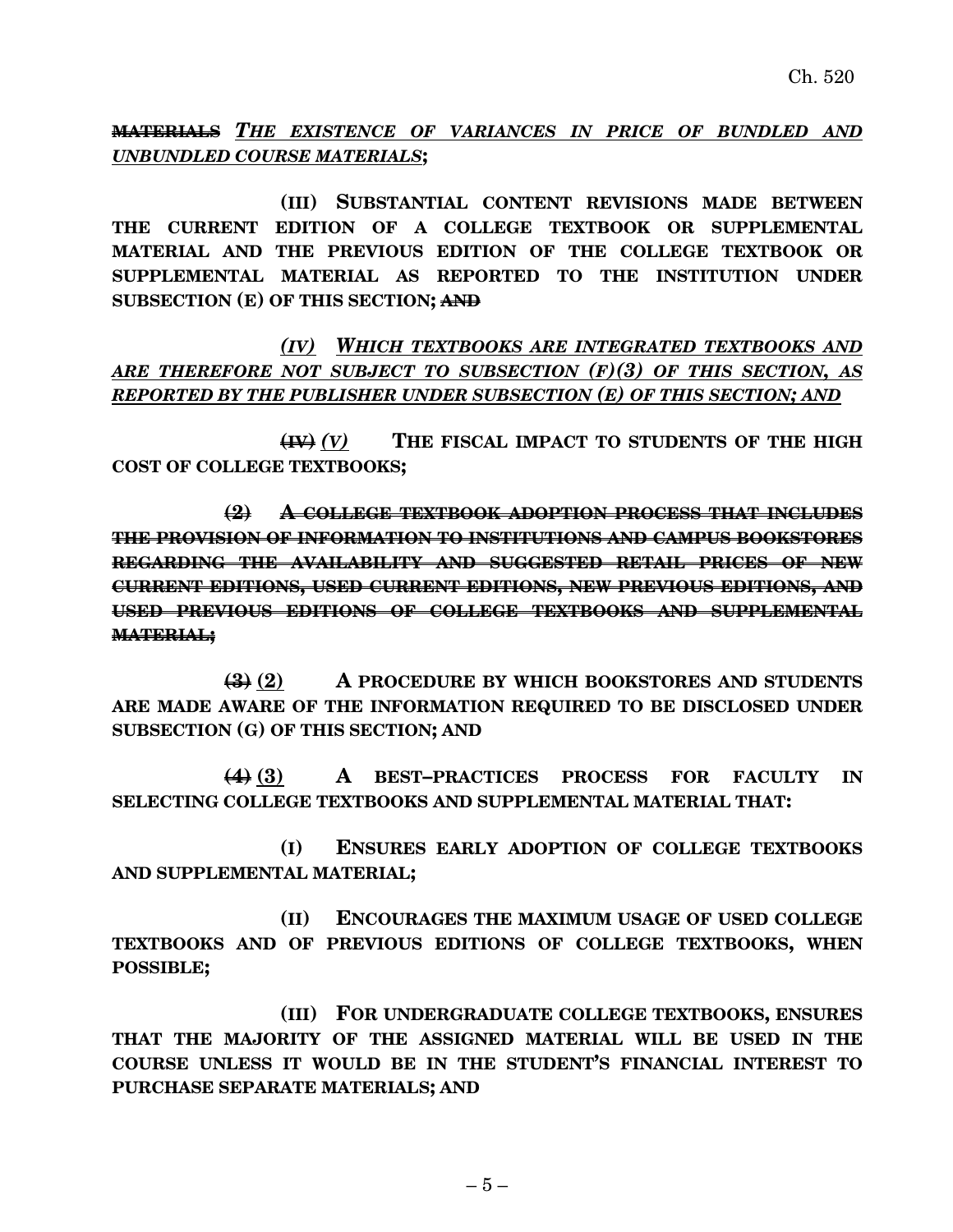~~**MATERIALS**~~ ***THE EXISTENCE OF VARIANCES IN PRICE OF BUNDLED AND UNBUNDLED COURSE MATERIALS*;**

**(III) SUBSTANTIAL CONTENT REVISIONS MADE BETWEEN THE CURRENT EDITION OF A COLLEGE TEXTBOOK OR SUPPLEMENTAL MATERIAL AND THE PREVIOUS EDITION OF THE COLLEGE TEXTBOOK OR SUPPLEMENTAL MATERIAL AS REPORTED TO THE INSTITUTION UNDER SUBSECTION (E) OF THIS SECTION;** ~~**AND**~~

***(IV) WHICH TEXTBOOKS ARE INTEGRATED TEXTBOOKS AND ARE THEREFORE NOT SUBJECT TO SUBSECTION (F)(3) OF THIS SECTION, AS REPORTED BY THE PUBLISHER UNDER SUBSECTION (E) OF THIS SECTION; AND***

~~**(IV)**~~ *(V)* **THE FISCAL IMPACT TO STUDENTS OF THE HIGH COST OF COLLEGE TEXTBOOKS;**

~~**(2) A COLLEGE TEXTBOOK ADOPTION PROCESS THAT INCLUDES THE PROVISION OF INFORMATION TO INSTITUTIONS AND CAMPUS BOOKSTORES REGARDING THE AVAILABILITY AND SUGGESTED RETAIL PRICES OF NEW CURRENT EDITIONS, USED CURRENT EDITIONS, NEW PREVIOUS EDITIONS, AND USED PREVIOUS EDITIONS OF COLLEGE TEXTBOOKS AND SUPPLEMENTAL MATERIAL;**~~

~~**(3)**~~ **(2) A PROCEDURE BY WHICH BOOKSTORES AND STUDENTS ARE MADE AWARE OF THE INFORMATION REQUIRED TO BE DISCLOSED UNDER SUBSECTION (G) OF THIS SECTION; AND**

~~**(4)**~~ **(3) A BEST–PRACTICES PROCESS FOR FACULTY IN SELECTING COLLEGE TEXTBOOKS AND SUPPLEMENTAL MATERIAL THAT:**

**(I) ENSURES EARLY ADOPTION OF COLLEGE TEXTBOOKS AND SUPPLEMENTAL MATERIAL;**

**(II) ENCOURAGES THE MAXIMUM USAGE OF USED COLLEGE TEXTBOOKS AND OF PREVIOUS EDITIONS OF COLLEGE TEXTBOOKS, WHEN POSSIBLE;**

**(III) FOR UNDERGRADUATE COLLEGE TEXTBOOKS, ENSURES THAT THE MAJORITY OF THE ASSIGNED MATERIAL WILL BE USED IN THE COURSE UNLESS IT WOULD BE IN THE STUDENT'S FINANCIAL INTEREST TO PURCHASE SEPARATE MATERIALS; AND**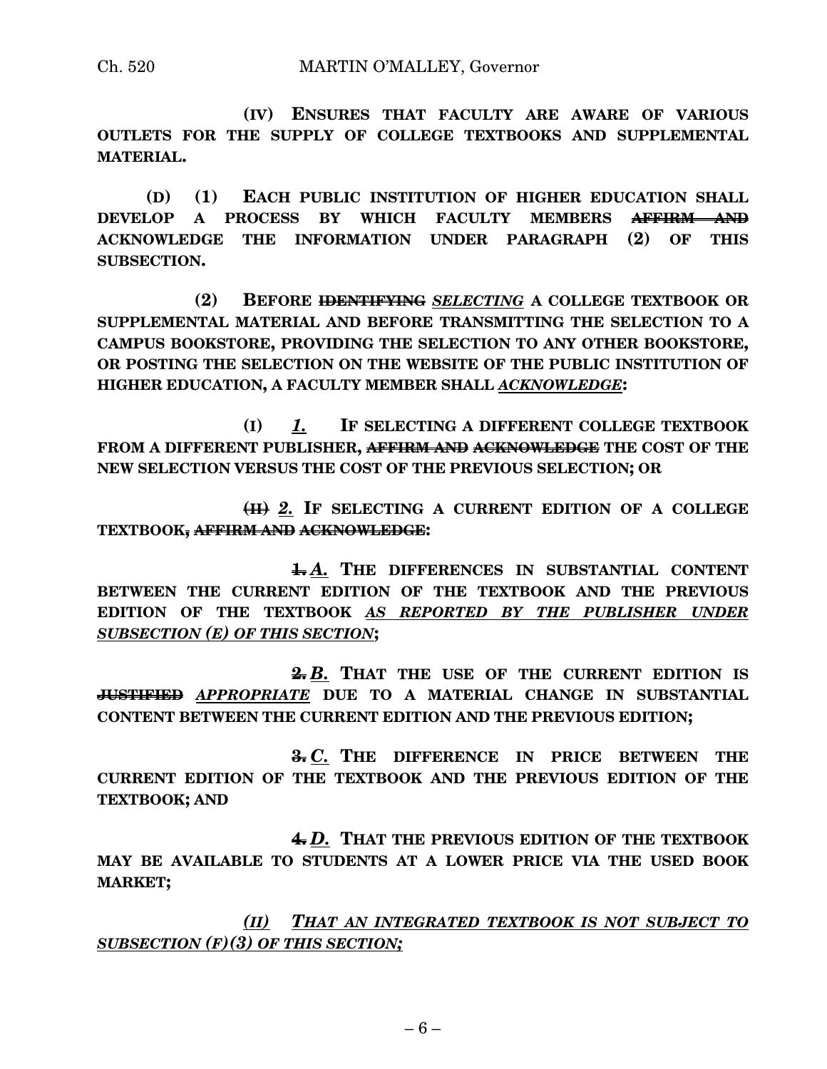**(IV) ENSURES THAT FACULTY ARE AWARE OF VARIOUS OUTLETS FOR THE SUPPLY OF COLLEGE TEXTBOOKS AND SUPPLEMENTAL MATERIAL.**

**(D) (1) EACH PUBLIC INSTITUTION OF HIGHER EDUCATION SHALL DEVELOP A PROCESS BY WHICH FACULTY MEMBERS ~~AFFIRM AND~~ ACKNOWLEDGE THE INFORMATION UNDER PARAGRAPH (2) OF THIS SUBSECTION.**

**(2) BEFORE ~~IDENTIFYING~~ *SELECTING* A COLLEGE TEXTBOOK OR SUPPLEMENTAL MATERIAL AND BEFORE TRANSMITTING THE SELECTION TO A CAMPUS BOOKSTORE, PROVIDING THE SELECTION TO ANY OTHER BOOKSTORE, OR POSTING THE SELECTION ON THE WEBSITE OF THE PUBLIC INSTITUTION OF HIGHER EDUCATION, A FACULTY MEMBER SHALL *ACKNOWLEDGE*:**

**(I) *1.* IF SELECTING A DIFFERENT COLLEGE TEXTBOOK FROM A DIFFERENT PUBLISHER, ~~AFFIRM AND ACKNOWLEDGE~~ THE COST OF THE NEW SELECTION VERSUS THE COST OF THE PREVIOUS SELECTION; OR**

**~~(II)~~ *2.* IF SELECTING A CURRENT EDITION OF A COLLEGE TEXTBOOK~~, AFFIRM AND ACKNOWLEDGE~~:**

**~~1.~~ *A.* THE DIFFERENCES IN SUBSTANTIAL CONTENT BETWEEN THE CURRENT EDITION OF THE TEXTBOOK AND THE PREVIOUS EDITION OF THE TEXTBOOK *AS REPORTED BY THE PUBLISHER UNDER SUBSECTION (E) OF THIS SECTION*;**

**~~2.~~ *B.* THAT THE USE OF THE CURRENT EDITION IS ~~JUSTIFIED~~ *APPROPRIATE* DUE TO A MATERIAL CHANGE IN SUBSTANTIAL CONTENT BETWEEN THE CURRENT EDITION AND THE PREVIOUS EDITION;**

**~~3.~~ *C.* THE DIFFERENCE IN PRICE BETWEEN THE CURRENT EDITION OF THE TEXTBOOK AND THE PREVIOUS EDITION OF THE TEXTBOOK; AND**

**~~4.~~ *D.* THAT THE PREVIOUS EDITION OF THE TEXTBOOK MAY BE AVAILABLE TO STUDENTS AT A LOWER PRICE VIA THE USED BOOK MARKET;**

***(II) THAT AN INTEGRATED TEXTBOOK IS NOT SUBJECT TO SUBSECTION (F)(3) OF THIS SECTION;***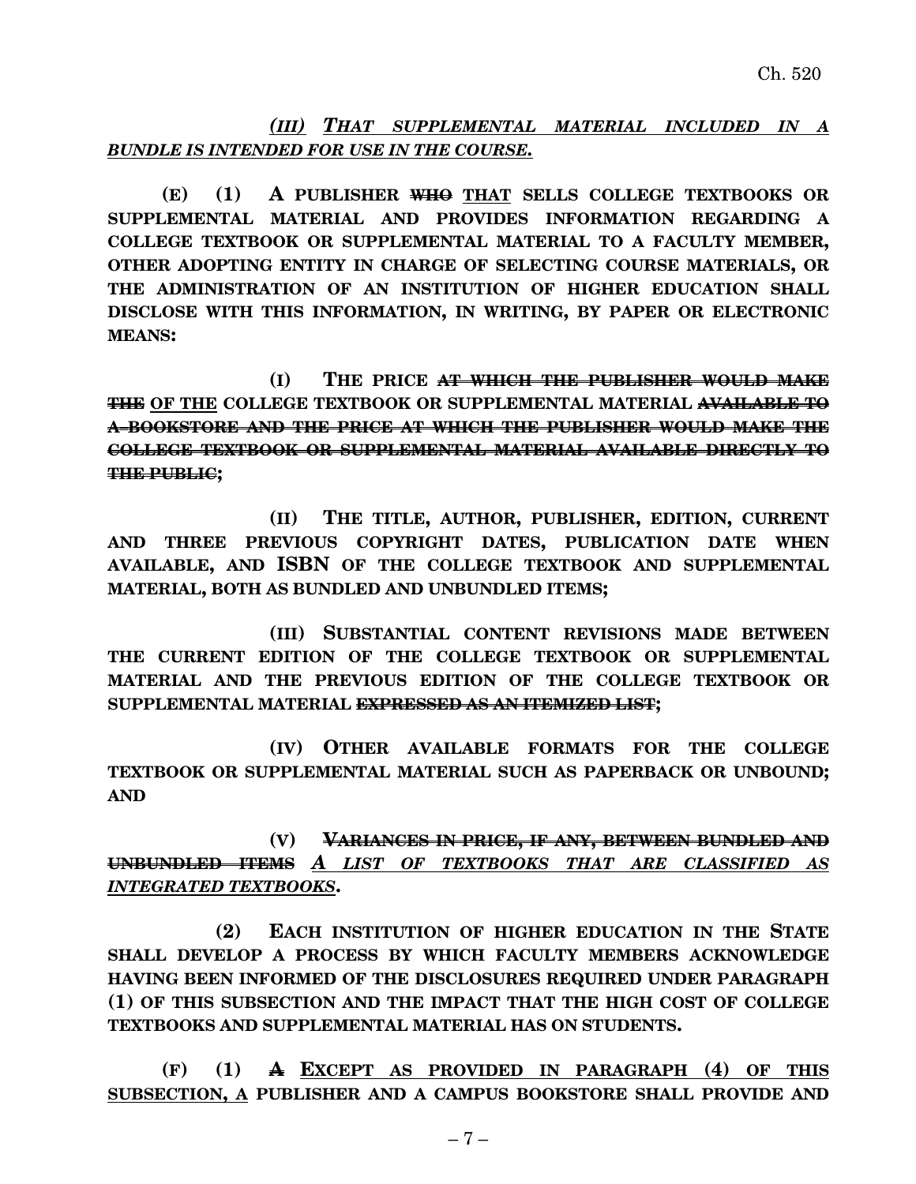*(III) THAT SUPPLEMENTAL MATERIAL INCLUDED IN A BUNDLE IS INTENDED FOR USE IN THE COURSE.*

**(E) (1) A PUBLISHER ~~WHO~~ THAT SELLS COLLEGE TEXTBOOKS OR SUPPLEMENTAL MATERIAL AND PROVIDES INFORMATION REGARDING A COLLEGE TEXTBOOK OR SUPPLEMENTAL MATERIAL TO A FACULTY MEMBER, OTHER ADOPTING ENTITY IN CHARGE OF SELECTING COURSE MATERIALS, OR THE ADMINISTRATION OF AN INSTITUTION OF HIGHER EDUCATION SHALL DISCLOSE WITH THIS INFORMATION, IN WRITING, BY PAPER OR ELECTRONIC MEANS:**

**(I) THE PRICE ~~AT WHICH THE PUBLISHER WOULD MAKE THE~~ OF THE COLLEGE TEXTBOOK OR SUPPLEMENTAL MATERIAL ~~AVAILABLE TO A BOOKSTORE AND THE PRICE AT WHICH THE PUBLISHER WOULD MAKE THE COLLEGE TEXTBOOK OR SUPPLEMENTAL MATERIAL AVAILABLE DIRECTLY TO THE PUBLIC~~;**

**(II) THE TITLE, AUTHOR, PUBLISHER, EDITION, CURRENT AND THREE PREVIOUS COPYRIGHT DATES, PUBLICATION DATE WHEN AVAILABLE, AND ISBN OF THE COLLEGE TEXTBOOK AND SUPPLEMENTAL MATERIAL, BOTH AS BUNDLED AND UNBUNDLED ITEMS;**

**(III) SUBSTANTIAL CONTENT REVISIONS MADE BETWEEN THE CURRENT EDITION OF THE COLLEGE TEXTBOOK OR SUPPLEMENTAL MATERIAL AND THE PREVIOUS EDITION OF THE COLLEGE TEXTBOOK OR SUPPLEMENTAL MATERIAL ~~EXPRESSED AS AN ITEMIZED LIST~~;**

**(IV) OTHER AVAILABLE FORMATS FOR THE COLLEGE TEXTBOOK OR SUPPLEMENTAL MATERIAL SUCH AS PAPERBACK OR UNBOUND; AND**

**(V) ~~VARIANCES IN PRICE, IF ANY, BETWEEN BUNDLED AND UNBUNDLED ITEMS~~** *A LIST OF TEXTBOOKS THAT ARE CLASSIFIED AS INTEGRATED TEXTBOOKS***.**

**(2) EACH INSTITUTION OF HIGHER EDUCATION IN THE STATE SHALL DEVELOP A PROCESS BY WHICH FACULTY MEMBERS ACKNOWLEDGE HAVING BEEN INFORMED OF THE DISCLOSURES REQUIRED UNDER PARAGRAPH (1) OF THIS SUBSECTION AND THE IMPACT THAT THE HIGH COST OF COLLEGE TEXTBOOKS AND SUPPLEMENTAL MATERIAL HAS ON STUDENTS.**

**(F) (1) ~~A~~ EXCEPT AS PROVIDED IN PARAGRAPH (4) OF THIS SUBSECTION, A PUBLISHER AND A CAMPUS BOOKSTORE SHALL PROVIDE AND**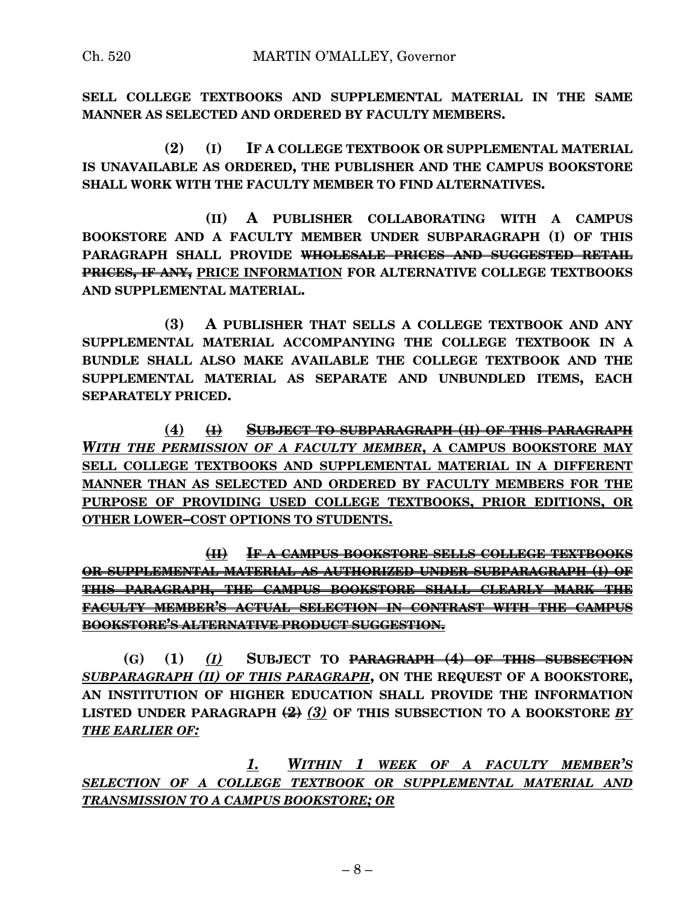**SELL COLLEGE TEXTBOOKS AND SUPPLEMENTAL MATERIAL IN THE SAME MANNER AS SELECTED AND ORDERED BY FACULTY MEMBERS.**

**(2) (I) IF A COLLEGE TEXTBOOK OR SUPPLEMENTAL MATERIAL IS UNAVAILABLE AS ORDERED, THE PUBLISHER AND THE CAMPUS BOOKSTORE SHALL WORK WITH THE FACULTY MEMBER TO FIND ALTERNATIVES.**

**(II) A PUBLISHER COLLABORATING WITH A CAMPUS BOOKSTORE AND A FACULTY MEMBER UNDER SUBPARAGRAPH (I) OF THIS PARAGRAPH SHALL PROVIDE ~~WHOLESALE PRICES AND SUGGESTED RETAIL PRICES, IF ANY,~~ PRICE INFORMATION FOR ALTERNATIVE COLLEGE TEXTBOOKS AND SUPPLEMENTAL MATERIAL.**

**(3) A PUBLISHER THAT SELLS A COLLEGE TEXTBOOK AND ANY SUPPLEMENTAL MATERIAL ACCOMPANYING THE COLLEGE TEXTBOOK IN A BUNDLE SHALL ALSO MAKE AVAILABLE THE COLLEGE TEXTBOOK AND THE SUPPLEMENTAL MATERIAL AS SEPARATE AND UNBUNDLED ITEMS, EACH SEPARATELY PRICED.**

**(4) ~~(I)~~ ~~SUBJECT TO SUBPARAGRAPH (II) OF THIS PARAGRAPH~~ *WITH THE PERMISSION OF A FACULTY MEMBER*, A CAMPUS BOOKSTORE MAY SELL COLLEGE TEXTBOOKS AND SUPPLEMENTAL MATERIAL IN A DIFFERENT MANNER THAN AS SELECTED AND ORDERED BY FACULTY MEMBERS FOR THE PURPOSE OF PROVIDING USED COLLEGE TEXTBOOKS, PRIOR EDITIONS, OR OTHER LOWER–COST OPTIONS TO STUDENTS.**

**~~(II) IF A CAMPUS BOOKSTORE SELLS COLLEGE TEXTBOOKS OR SUPPLEMENTAL MATERIAL AS AUTHORIZED UNDER SUBPARAGRAPH (I) OF THIS PARAGRAPH, THE CAMPUS BOOKSTORE SHALL CLEARLY MARK THE FACULTY MEMBER'S ACTUAL SELECTION IN CONTRAST WITH THE CAMPUS BOOKSTORE'S ALTERNATIVE PRODUCT SUGGESTION.~~**

**(G) (1) *(I)* SUBJECT TO ~~PARAGRAPH (4) OF THIS SUBSECTION~~ *SUBPARAGRAPH (II) OF THIS PARAGRAPH*, ON THE REQUEST OF A BOOKSTORE, AN INSTITUTION OF HIGHER EDUCATION SHALL PROVIDE THE INFORMATION LISTED UNDER PARAGRAPH ~~(2)~~ *(3)* OF THIS SUBSECTION TO A BOOKSTORE *BY THE EARLIER OF:***

***1. WITHIN 1 WEEK OF A FACULTY MEMBER'S SELECTION OF A COLLEGE TEXTBOOK OR SUPPLEMENTAL MATERIAL AND TRANSMISSION TO A CAMPUS BOOKSTORE; OR***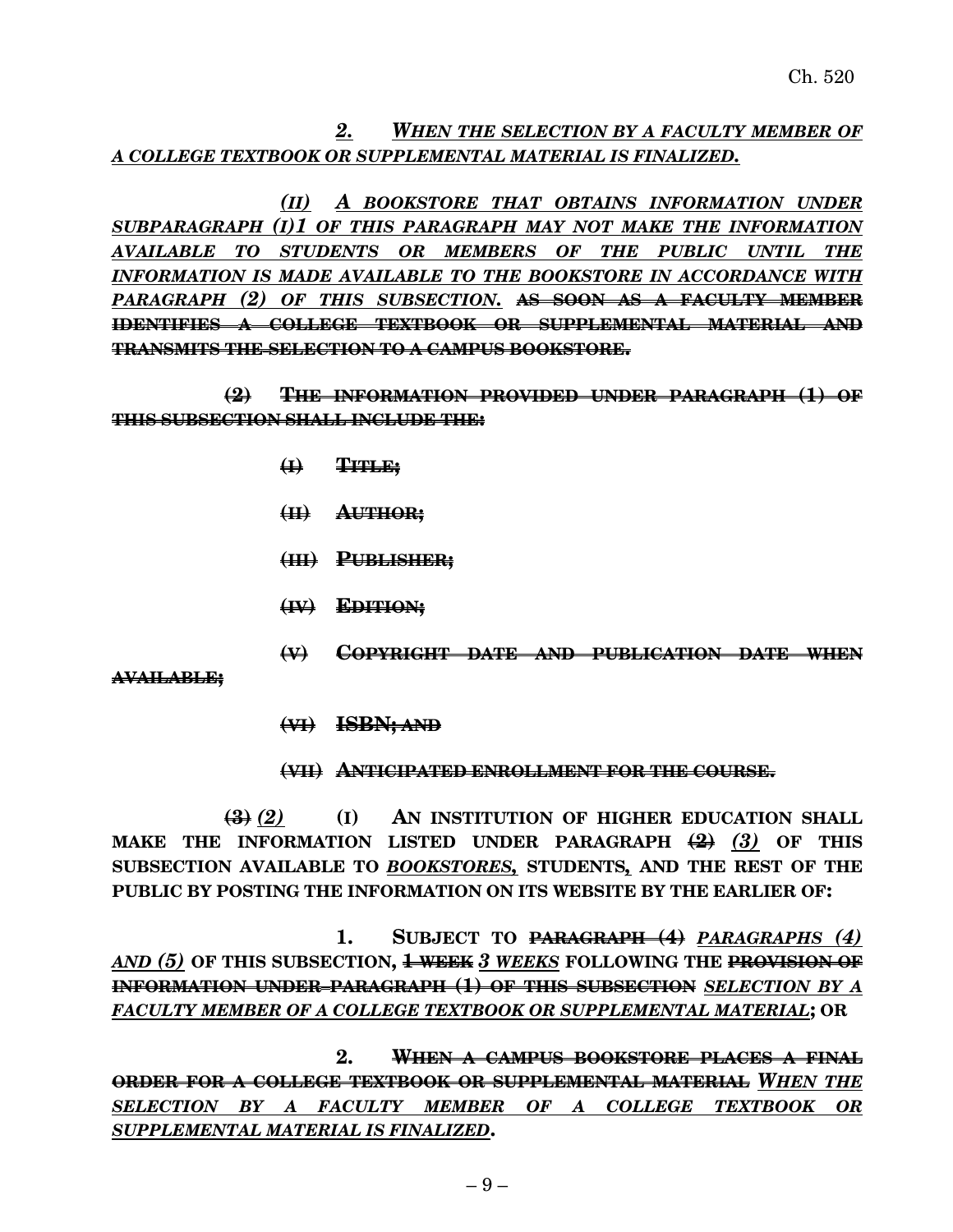*__2. WHEN THE SELECTION BY A FACULTY MEMBER OF A COLLEGE TEXTBOOK OR SUPPLEMENTAL MATERIAL IS FINALIZED.__*

*__(II) A BOOKSTORE THAT OBTAINS INFORMATION UNDER SUBPARAGRAPH (I)1 OF THIS PARAGRAPH MAY NOT MAKE THE INFORMATION AVAILABLE TO STUDENTS OR MEMBERS OF THE PUBLIC UNTIL THE INFORMATION IS MADE AVAILABLE TO THE BOOKSTORE IN ACCORDANCE WITH PARAGRAPH (2) OF THIS SUBSECTION.__* ~~**AS SOON AS A FACULTY MEMBER IDENTIFIES A COLLEGE TEXTBOOK OR SUPPLEMENTAL MATERIAL AND TRANSMITS THE SELECTION TO A CAMPUS BOOKSTORE.**~~

~~**(2) THE INFORMATION PROVIDED UNDER PARAGRAPH (1) OF THIS SUBSECTION SHALL INCLUDE THE:**~~

~~**(I) TITLE;**~~

~~**(II) AUTHOR;**~~

~~**(III) PUBLISHER;**~~

~~**(IV) EDITION;**~~

~~**(V) COPYRIGHT DATE AND PUBLICATION DATE WHEN AVAILABLE;**~~

~~**(VI) ISBN; AND**~~

~~**(VII) ANTICIPATED ENROLLMENT FOR THE COURSE.**~~

~~**(3)**~~ *__(2)__* **(I) AN INSTITUTION OF HIGHER EDUCATION SHALL MAKE THE INFORMATION LISTED UNDER PARAGRAPH** ~~**(2)**~~ *__(3)__* **OF THIS SUBSECTION AVAILABLE TO** *__BOOKSTORES,__* **STUDENTS, AND THE REST OF THE PUBLIC BY POSTING THE INFORMATION ON ITS WEBSITE BY THE EARLIER OF:**

**1. SUBJECT TO** ~~**PARAGRAPH (4)**~~ *__PARAGRAPHS (4) AND (5)__* **OF THIS SUBSECTION,** ~~**1 WEEK**~~ *__3 WEEKS__* **FOLLOWING THE** ~~**PROVISION OF INFORMATION UNDER PARAGRAPH (1) OF THIS SUBSECTION**~~ *__SELECTION BY A FACULTY MEMBER OF A COLLEGE TEXTBOOK OR SUPPLEMENTAL MATERIAL__***; OR**

**2.** ~~**WHEN A CAMPUS BOOKSTORE PLACES A FINAL ORDER FOR A COLLEGE TEXTBOOK OR SUPPLEMENTAL MATERIAL**~~ *__WHEN THE SELECTION BY A FACULTY MEMBER OF A COLLEGE TEXTBOOK OR SUPPLEMENTAL MATERIAL IS FINALIZED__***.**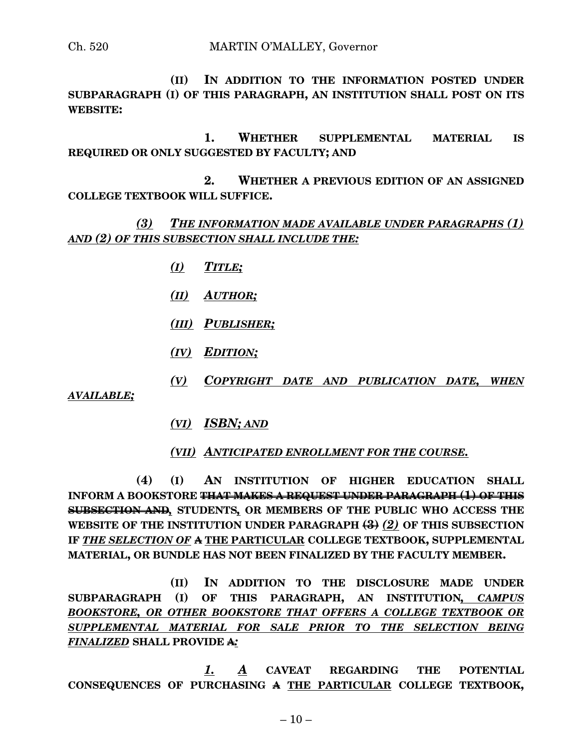**(II) IN ADDITION TO THE INFORMATION POSTED UNDER SUBPARAGRAPH (I) OF THIS PARAGRAPH, AN INSTITUTION SHALL POST ON ITS WEBSITE:**

**1. WHETHER SUPPLEMENTAL MATERIAL IS REQUIRED OR ONLY SUGGESTED BY FACULTY; AND**

**2. WHETHER A PREVIOUS EDITION OF AN ASSIGNED COLLEGE TEXTBOOK WILL SUFFICE.**

*(3) THE INFORMATION MADE AVAILABLE UNDER PARAGRAPHS (1) AND (2) OF THIS SUBSECTION SHALL INCLUDE THE:*

*(I) TITLE;*

*(II) AUTHOR;*

*(III) PUBLISHER;*

*(IV) EDITION;*

*(V) COPYRIGHT DATE AND PUBLICATION DATE, WHEN AVAILABLE;*

*(VI) ISBN; AND*

*(VII) ANTICIPATED ENROLLMENT FOR THE COURSE.*

**(4) (I) AN INSTITUTION OF HIGHER EDUCATION SHALL INFORM A BOOKSTORE ~~THAT MAKES A REQUEST UNDER PARAGRAPH (1) OF THIS SUBSECTION AND~~, STUDENTS, OR MEMBERS OF THE PUBLIC WHO ACCESS THE WEBSITE OF THE INSTITUTION UNDER PARAGRAPH ~~(3)~~ *(2)* OF THIS SUBSECTION IF *THE SELECTION OF* ~~A~~ THE PARTICULAR COLLEGE TEXTBOOK, SUPPLEMENTAL MATERIAL, OR BUNDLE HAS NOT BEEN FINALIZED BY THE FACULTY MEMBER.**

**(II) IN ADDITION TO THE DISCLOSURE MADE UNDER SUBPARAGRAPH (I) OF THIS PARAGRAPH, AN INSTITUTION, *CAMPUS BOOKSTORE, OR OTHER BOOKSTORE THAT OFFERS A COLLEGE TEXTBOOK OR SUPPLEMENTAL MATERIAL FOR SALE PRIOR TO THE SELECTION BEING FINALIZED* SHALL PROVIDE ~~A.~~*:***

***1. A* CAVEAT REGARDING THE POTENTIAL CONSEQUENCES OF PURCHASING ~~A~~ THE PARTICULAR COLLEGE TEXTBOOK,**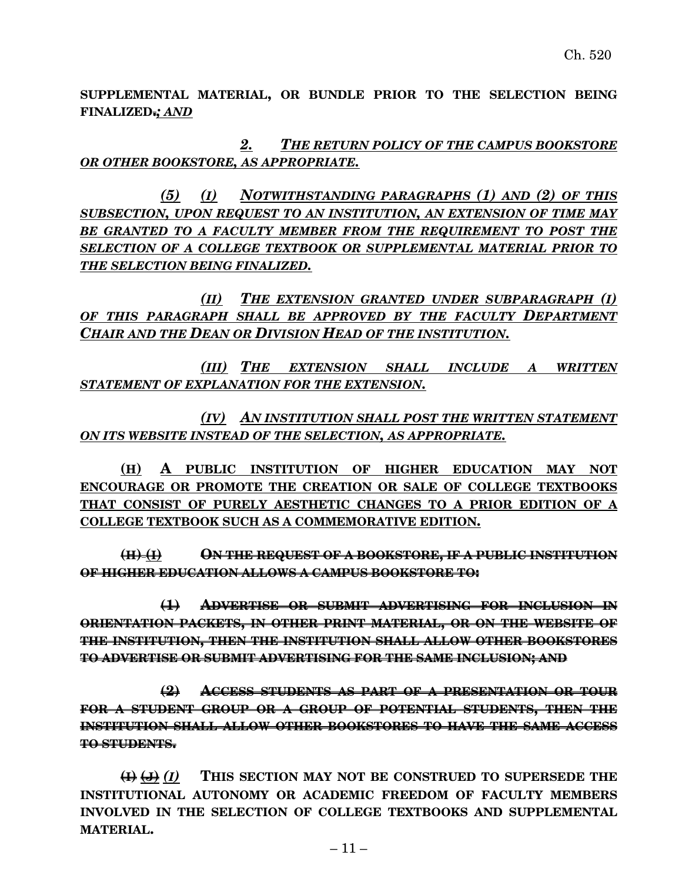**SUPPLEMENTAL MATERIAL, OR BUNDLE PRIOR TO THE SELECTION BEING FINALIZED~~.~~*; AND***

***2. THE RETURN POLICY OF THE CAMPUS BOOKSTORE OR OTHER BOOKSTORE, AS APPROPRIATE.***

***(5) (I) NOTWITHSTANDING PARAGRAPHS (1) AND (2) OF THIS SUBSECTION, UPON REQUEST TO AN INSTITUTION, AN EXTENSION OF TIME MAY BE GRANTED TO A FACULTY MEMBER FROM THE REQUIREMENT TO POST THE SELECTION OF A COLLEGE TEXTBOOK OR SUPPLEMENTAL MATERIAL PRIOR TO THE SELECTION BEING FINALIZED.***

***(II) THE EXTENSION GRANTED UNDER SUBPARAGRAPH (I) OF THIS PARAGRAPH SHALL BE APPROVED BY THE FACULTY DEPARTMENT CHAIR AND THE DEAN OR DIVISION HEAD OF THE INSTITUTION.***

***(III) THE EXTENSION SHALL INCLUDE A WRITTEN STATEMENT OF EXPLANATION FOR THE EXTENSION.***

***(IV) AN INSTITUTION SHALL POST THE WRITTEN STATEMENT ON ITS WEBSITE INSTEAD OF THE SELECTION, AS APPROPRIATE.***

**(H) A PUBLIC INSTITUTION OF HIGHER EDUCATION MAY NOT ENCOURAGE OR PROMOTE THE CREATION OR SALE OF COLLEGE TEXTBOOKS THAT CONSIST OF PURELY AESTHETIC CHANGES TO A PRIOR EDITION OF A COLLEGE TEXTBOOK SUCH AS A COMMEMORATIVE EDITION.**

~~**(H) (I) ON THE REQUEST OF A BOOKSTORE, IF A PUBLIC INSTITUTION OF HIGHER EDUCATION ALLOWS A CAMPUS BOOKSTORE TO:**~~

~~**(1) ADVERTISE OR SUBMIT ADVERTISING FOR INCLUSION IN ORIENTATION PACKETS, IN OTHER PRINT MATERIAL, OR ON THE WEBSITE OF THE INSTITUTION, THEN THE INSTITUTION SHALL ALLOW OTHER BOOKSTORES TO ADVERTISE OR SUBMIT ADVERTISING FOR THE SAME INCLUSION; AND**~~

~~**(2) ACCESS STUDENTS AS PART OF A PRESENTATION OR TOUR FOR A STUDENT GROUP OR A GROUP OF POTENTIAL STUDENTS, THEN THE INSTITUTION SHALL ALLOW OTHER BOOKSTORES TO HAVE THE SAME ACCESS TO STUDENTS.**~~

~~**(I)**~~ ~~**(J)**~~ ***(I)*** **THIS SECTION MAY NOT BE CONSTRUED TO SUPERSEDE THE INSTITUTIONAL AUTONOMY OR ACADEMIC FREEDOM OF FACULTY MEMBERS INVOLVED IN THE SELECTION OF COLLEGE TEXTBOOKS AND SUPPLEMENTAL MATERIAL.**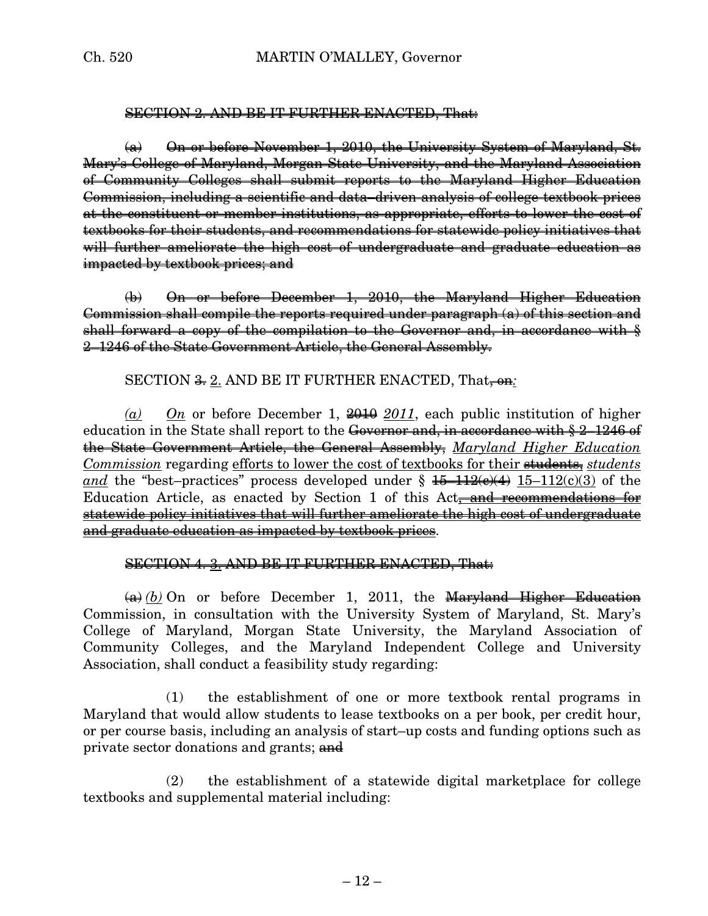~~SECTION 2. AND BE IT FURTHER ENACTED, That:~~

~~(a) On or before November 1, 2010, the University System of Maryland, St. Mary's College of Maryland, Morgan State University, and the Maryland Association of Community Colleges shall submit reports to the Maryland Higher Education Commission, including a scientific and data–driven analysis of college textbook prices at the constituent or member institutions, as appropriate, efforts to lower the cost of textbooks for their students, and recommendations for statewide policy initiatives that will further ameliorate the high cost of undergraduate and graduate education as impacted by textbook prices; and~~

~~(b) On or before December 1, 2010, the Maryland Higher Education Commission shall compile the reports required under paragraph (a) of this section and shall forward a copy of the compilation to the Governor and, in accordance with § 2–1246 of the State Government Article, the General Assembly.~~

SECTION ~~3.~~ 2. AND BE IT FURTHER ENACTED, That~~, on~~*:*

*(a)* *On* or before December 1, ~~2010~~ *2011*, each public institution of higher education in the State shall report to the ~~Governor and, in accordance with § 2–1246 of the State Government Article, the General Assembly,~~ *Maryland Higher Education Commission* regarding efforts to lower the cost of textbooks for their ~~students,~~ *students and* the "best–practices" process developed under § ~~15–112(c)(4)~~ 15–112(c)(3) of the Education Article, as enacted by Section 1 of this Act~~, and recommendations for statewide policy initiatives that will further ameliorate the high cost of undergraduate and graduate education as impacted by textbook prices~~.

~~SECTION 4.~~ ~~3.~~ ~~AND BE IT FURTHER ENACTED, That:~~

~~(a)~~ *(b)* On or before December 1, 2011, the ~~Maryland Higher Education~~ Commission, in consultation with the University System of Maryland, St. Mary's College of Maryland, Morgan State University, the Maryland Association of Community Colleges, and the Maryland Independent College and University Association, shall conduct a feasibility study regarding:

(1) the establishment of one or more textbook rental programs in Maryland that would allow students to lease textbooks on a per book, per credit hour, or per course basis, including an analysis of start–up costs and funding options such as private sector donations and grants; ~~and~~

(2) the establishment of a statewide digital marketplace for college textbooks and supplemental material including: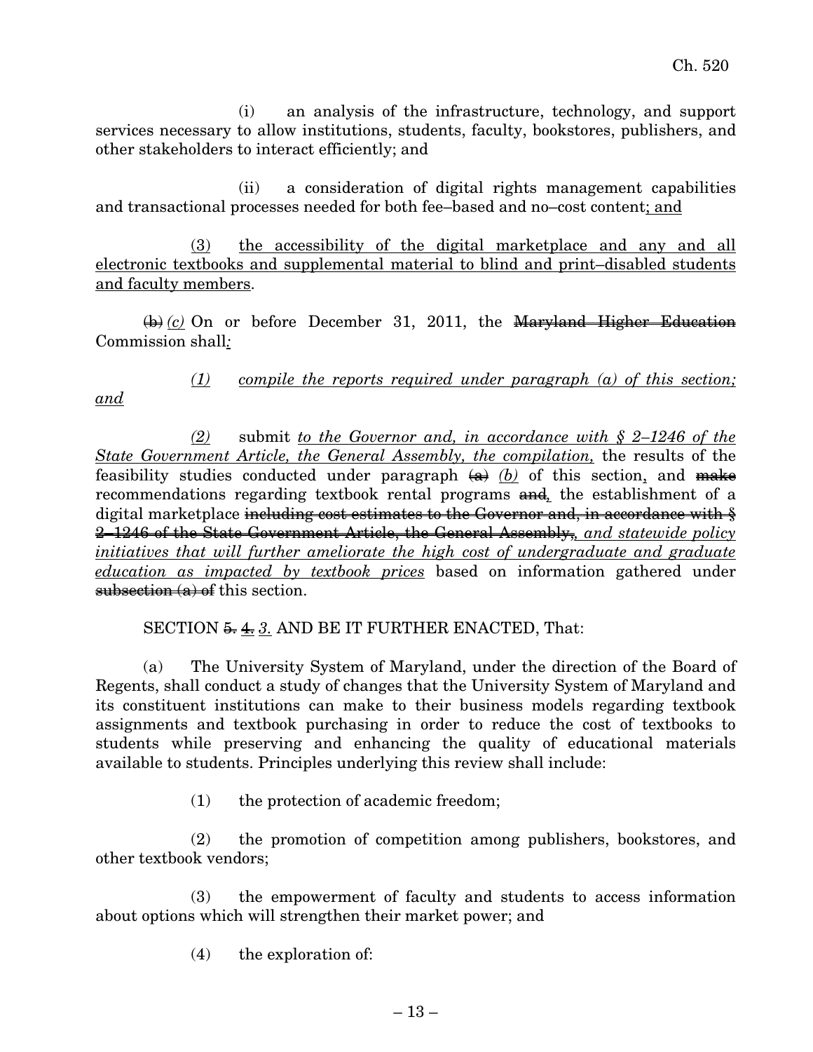(i) an analysis of the infrastructure, technology, and support services necessary to allow institutions, students, faculty, bookstores, publishers, and other stakeholders to interact efficiently; and

(ii) a consideration of digital rights management capabilities and transactional processes needed for both fee–based and no–cost content; and

(3) the accessibility of the digital marketplace and any and all electronic textbooks and supplemental material to blind and print–disabled students and faculty members.

~~(b)~~ *(c)* On or before December 31, 2011, the ~~Maryland Higher Education~~ Commission shall*:*

*(1) compile the reports required under paragraph (a) of this section; and*

*(2)* submit *to the Governor and, in accordance with § 2–1246 of the State Government Article, the General Assembly, the compilation,* the results of the feasibility studies conducted under paragraph ~~(a)~~ *(b)* of this section, and ~~make~~ recommendations regarding textbook rental programs ~~and~~, the establishment of a digital marketplace ~~including cost estimates to the Governor and, in accordance with § 2–1246 of the State Government Article, the General Assembly.~~, *and statewide policy initiatives that will further ameliorate the high cost of undergraduate and graduate education as impacted by textbook prices* based on information gathered under ~~subsection (a) of~~ this section.

SECTION ~~5.~~ ~~4.~~ *3.* AND BE IT FURTHER ENACTED, That:

(a) The University System of Maryland, under the direction of the Board of Regents, shall conduct a study of changes that the University System of Maryland and its constituent institutions can make to their business models regarding textbook assignments and textbook purchasing in order to reduce the cost of textbooks to students while preserving and enhancing the quality of educational materials available to students. Principles underlying this review shall include:

(1) the protection of academic freedom;

(2) the promotion of competition among publishers, bookstores, and other textbook vendors;

(3) the empowerment of faculty and students to access information about options which will strengthen their market power; and

(4) the exploration of: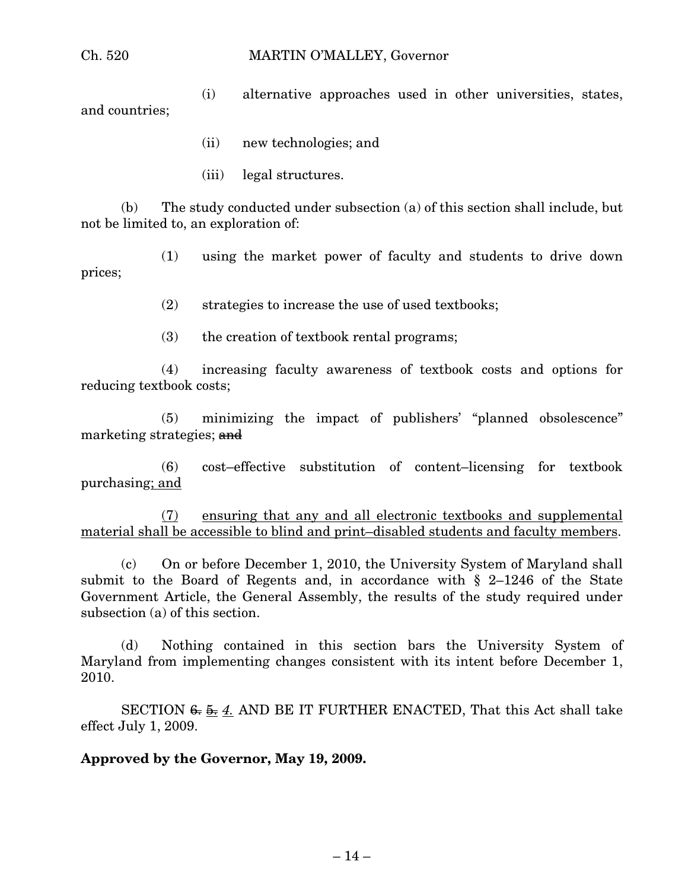(i) alternative approaches used in other universities, states, and countries;

(ii) new technologies; and

(iii) legal structures.

(b) The study conducted under subsection (a) of this section shall include, but not be limited to, an exploration of:

(1) using the market power of faculty and students to drive down prices;

(2) strategies to increase the use of used textbooks;

(3) the creation of textbook rental programs;

(4) increasing faculty awareness of textbook costs and options for reducing textbook costs;

(5) minimizing the impact of publishers' "planned obsolescence" marketing strategies; ~~and~~

(6) cost–effective substitution of content–licensing for textbook purchasing; and

(7) ensuring that any and all electronic textbooks and supplemental material shall be accessible to blind and print–disabled students and faculty members.

(c) On or before December 1, 2010, the University System of Maryland shall submit to the Board of Regents and, in accordance with § 2–1246 of the State Government Article, the General Assembly, the results of the study required under subsection (a) of this section.

(d) Nothing contained in this section bars the University System of Maryland from implementing changes consistent with its intent before December 1, 2010.

SECTION ~~6.~~ ~~5.~~ *4.* AND BE IT FURTHER ENACTED, That this Act shall take effect July 1, 2009.

**Approved by the Governor, May 19, 2009.**